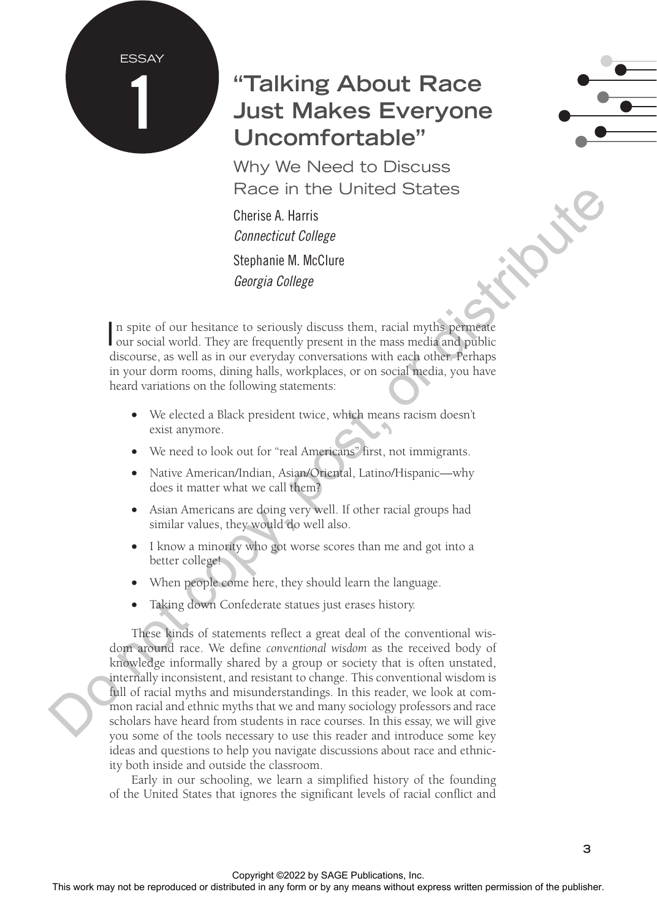ESSAY 1

# "Talking About Race Just Makes Everyone Uncomfortable"

## Why We Need to Discuss Race in the United States

Cherise A. Harris
*Connecticut College*

Stephanie M. McClure
*Georgia College*

In spite of our hesitance to seriously discuss them, racial myths permeate our social world. They are frequently present in the mass media and public discourse, as well as in our everyday conversations with each other. Perhaps in your dorm rooms, dining halls, workplaces, or on social media, you have heard variations on the following statements:

- We elected a Black president twice, which means racism doesn't exist anymore.
- We need to look out for "real Americans" first, not immigrants.
- Native American/Indian, Asian/Oriental, Latino/Hispanic—why does it matter what we call them?
- Asian Americans are doing very well. If other racial groups had similar values, they would do well also.
- I know a minority who got worse scores than me and got into a better college!
- When people come here, they should learn the language.
- Taking down Confederate statues just erases history.

These kinds of statements reflect a great deal of the conventional wisdom around race. We define *conventional wisdom* as the received body of knowledge informally shared by a group or society that is often unstated, internally inconsistent, and resistant to change. This conventional wisdom is full of racial myths and misunderstandings. In this reader, we look at common racial and ethnic myths that we and many sociology professors and race scholars have heard from students in race courses. In this essay, we will give you some of the tools necessary to use this reader and introduce some key ideas and questions to help you navigate discussions about race and ethnicity both inside and outside the classroom.

Early in our schooling, we learn a simplified history of the founding of the United States that ignores the significant levels of racial conflict and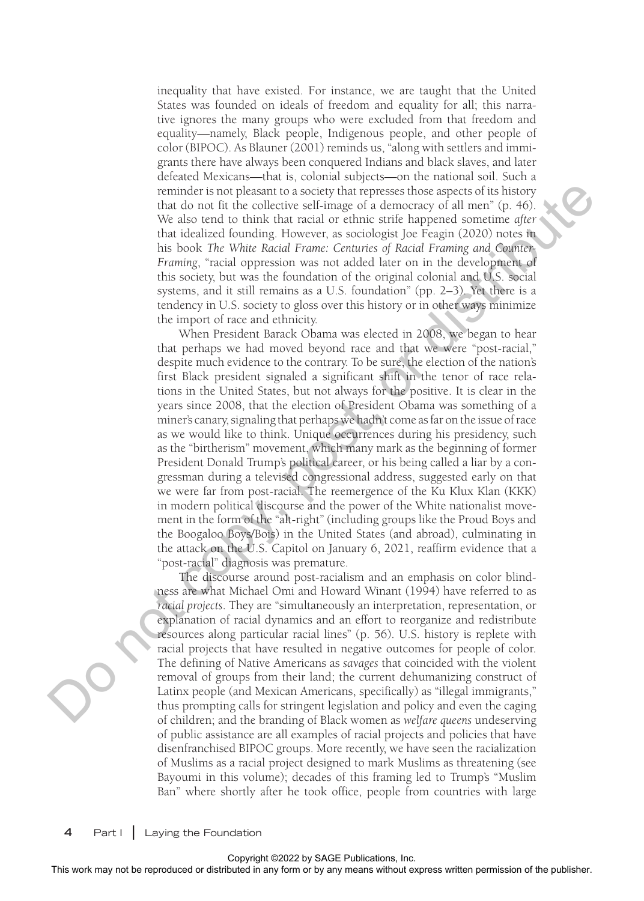inequality that have existed. For instance, we are taught that the United States was founded on ideals of freedom and equality for all; this narrative ignores the many groups who were excluded from that freedom and equality—namely, Black people, Indigenous people, and other people of color (BIPOC). As Blauner (2001) reminds us, "along with settlers and immigrants there have always been conquered Indians and black slaves, and later defeated Mexicans—that is, colonial subjects—on the national soil. Such a reminder is not pleasant to a society that represses those aspects of its history that do not fit the collective self-image of a democracy of all men" (p. 46). We also tend to think that racial or ethnic strife happened sometime *after* that idealized founding. However, as sociologist Joe Feagin (2020) notes in his book *The White Racial Frame: Centuries of Racial Framing and Counter-Framing*, "racial oppression was not added later on in the development of this society, but was the foundation of the original colonial and U.S. social systems, and it still remains as a U.S. foundation" (pp. 2–3). Yet there is a tendency in U.S. society to gloss over this history or in other ways minimize the import of race and ethnicity.

When President Barack Obama was elected in 2008, we began to hear that perhaps we had moved beyond race and that we were "post-racial," despite much evidence to the contrary. To be sure, the election of the nation's first Black president signaled a significant shift in the tenor of race relations in the United States, but not always for the positive. It is clear in the years since 2008, that the election of President Obama was something of a miner's canary, signaling that perhaps we hadn't come as far on the issue of race as we would like to think. Unique occurrences during his presidency, such as the "birtherism" movement, which many mark as the beginning of former President Donald Trump's political career, or his being called a liar by a congressman during a televised congressional address, suggested early on that we were far from post-racial. The reemergence of the Ku Klux Klan (KKK) in modern political discourse and the power of the White nationalist movement in the form of the "alt-right" (including groups like the Proud Boys and the Boogaloo Boys/Bois) in the United States (and abroad), culminating in the attack on the U.S. Capitol on January 6, 2021, reaffirm evidence that a "post-racial" diagnosis was premature.

The discourse around post-racialism and an emphasis on color blindness are what Michael Omi and Howard Winant (1994) have referred to as *racial projects*. They are "simultaneously an interpretation, representation, or explanation of racial dynamics and an effort to reorganize and redistribute resources along particular racial lines" (p. 56). U.S. history is replete with racial projects that have resulted in negative outcomes for people of color. The defining of Native Americans as *savages* that coincided with the violent removal of groups from their land; the current dehumanizing construct of Latinx people (and Mexican Americans, specifically) as "illegal immigrants," thus prompting calls for stringent legislation and policy and even the caging of children; and the branding of Black women as *welfare queens* undeserving of public assistance are all examples of racial projects and policies that have disenfranchised BIPOC groups. More recently, we have seen the racialization of Muslims as a racial project designed to mark Muslims as threatening (see Bayoumi in this volume); decades of this framing led to Trump's "Muslim Ban" where shortly after he took office, people from countries with large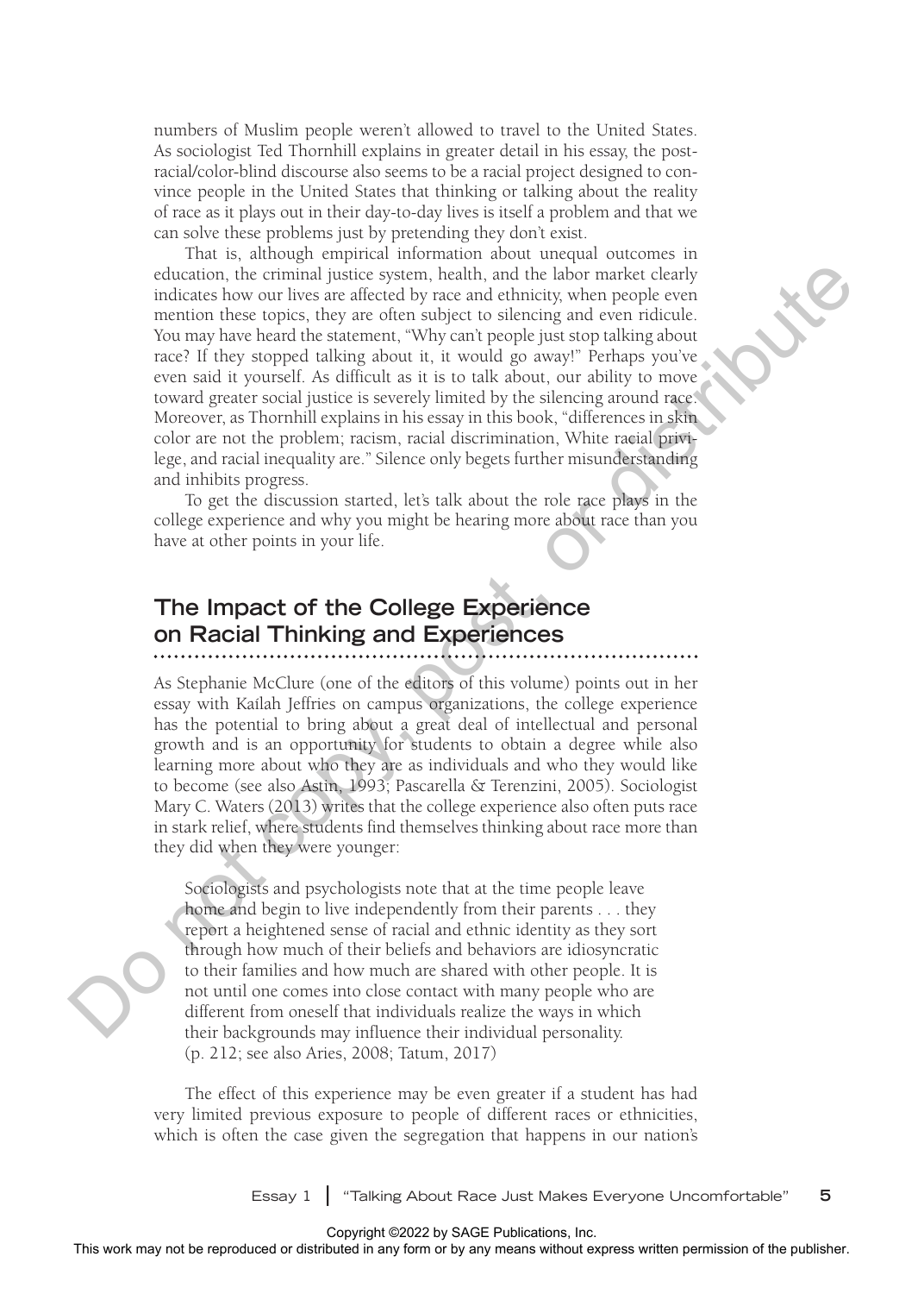numbers of Muslim people weren't allowed to travel to the United States. As sociologist Ted Thornhill explains in greater detail in his essay, the post-racial/color-blind discourse also seems to be a racial project designed to convince people in the United States that thinking or talking about the reality of race as it plays out in their day-to-day lives is itself a problem and that we can solve these problems just by pretending they don't exist.

That is, although empirical information about unequal outcomes in education, the criminal justice system, health, and the labor market clearly indicates how our lives are affected by race and ethnicity, when people even mention these topics, they are often subject to silencing and even ridicule. You may have heard the statement, "Why can't people just stop talking about race? If they stopped talking about it, it would go away!" Perhaps you've even said it yourself. As difficult as it is to talk about, our ability to move toward greater social justice is severely limited by the silencing around race. Moreover, as Thornhill explains in his essay in this book, "differences in skin color are not the problem; racism, racial discrimination, White racial privilege, and racial inequality are." Silence only begets further misunderstanding and inhibits progress.

To get the discussion started, let's talk about the role race plays in the college experience and why you might be hearing more about race than you have at other points in your life.

## The Impact of the College Experience on Racial Thinking and Experiences

As Stephanie McClure (one of the editors of this volume) points out in her essay with Kaílah Jeffries on campus organizations, the college experience has the potential to bring about a great deal of intellectual and personal growth and is an opportunity for students to obtain a degree while also learning more about who they are as individuals and who they would like to become (see also Astin, 1993; Pascarella & Terenzini, 2005). Sociologist Mary C. Waters (2013) writes that the college experience also often puts race in stark relief, where students find themselves thinking about race more than they did when they were younger:

> Sociologists and psychologists note that at the time people leave home and begin to live independently from their parents . . . they report a heightened sense of racial and ethnic identity as they sort through how much of their beliefs and behaviors are idiosyncratic to their families and how much are shared with other people. It is not until one comes into close contact with many people who are different from oneself that individuals realize the ways in which their backgrounds may influence their individual personality. (p. 212; see also Aries, 2008; Tatum, 2017)

The effect of this experience may be even greater if a student has had very limited previous exposure to people of different races or ethnicities, which is often the case given the segregation that happens in our nation's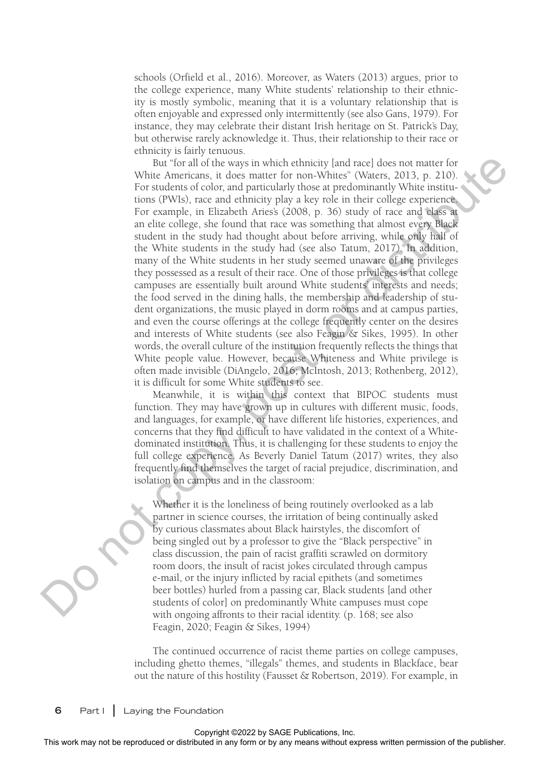schools (Orfield et al., 2016). Moreover, as Waters (2013) argues, prior to the college experience, many White students' relationship to their ethnicity is mostly symbolic, meaning that it is a voluntary relationship that is often enjoyable and expressed only intermittently (see also Gans, 1979). For instance, they may celebrate their distant Irish heritage on St. Patrick's Day, but otherwise rarely acknowledge it. Thus, their relationship to their race or ethnicity is fairly tenuous.

But "for all of the ways in which ethnicity [and race] does not matter for White Americans, it does matter for non-Whites" (Waters, 2013, p. 210). For students of color, and particularly those at predominantly White institutions (PWIs), race and ethnicity play a key role in their college experience. For example, in Elizabeth Aries's (2008, p. 36) study of race and class at an elite college, she found that race was something that almost every Black student in the study had thought about before arriving, while only half of the White students in the study had (see also Tatum, 2017). In addition, many of the White students in her study seemed unaware of the privileges they possessed as a result of their race. One of those privileges is that college campuses are essentially built around White students' interests and needs; the food served in the dining halls, the membership and leadership of student organizations, the music played in dorm rooms and at campus parties, and even the course offerings at the college frequently center on the desires and interests of White students (see also Feagin & Sikes, 1995). In other words, the overall culture of the institution frequently reflects the things that White people value. However, because Whiteness and White privilege is often made invisible (DiAngelo, 2016; McIntosh, 2013; Rothenberg, 2012), it is difficult for some White students to see.

Meanwhile, it is within this context that BIPOC students must function. They may have grown up in cultures with different music, foods, and languages, for example, or have different life histories, experiences, and concerns that they find difficult to have validated in the context of a White-dominated institution. Thus, it is challenging for these students to enjoy the full college experience. As Beverly Daniel Tatum (2017) writes, they also frequently find themselves the target of racial prejudice, discrimination, and isolation on campus and in the classroom:

> Whether it is the loneliness of being routinely overlooked as a lab partner in science courses, the irritation of being continually asked by curious classmates about Black hairstyles, the discomfort of being singled out by a professor to give the "Black perspective" in class discussion, the pain of racist graffiti scrawled on dormitory room doors, the insult of racist jokes circulated through campus e-mail, or the injury inflicted by racial epithets (and sometimes beer bottles) hurled from a passing car, Black students [and other students of color] on predominantly White campuses must cope with ongoing affronts to their racial identity. (p. 168; see also Feagin, 2020; Feagin & Sikes, 1994)

The continued occurrence of racist theme parties on college campuses, including ghetto themes, "illegals" themes, and students in Blackface, bear out the nature of this hostility (Fausset & Robertson, 2019). For example, in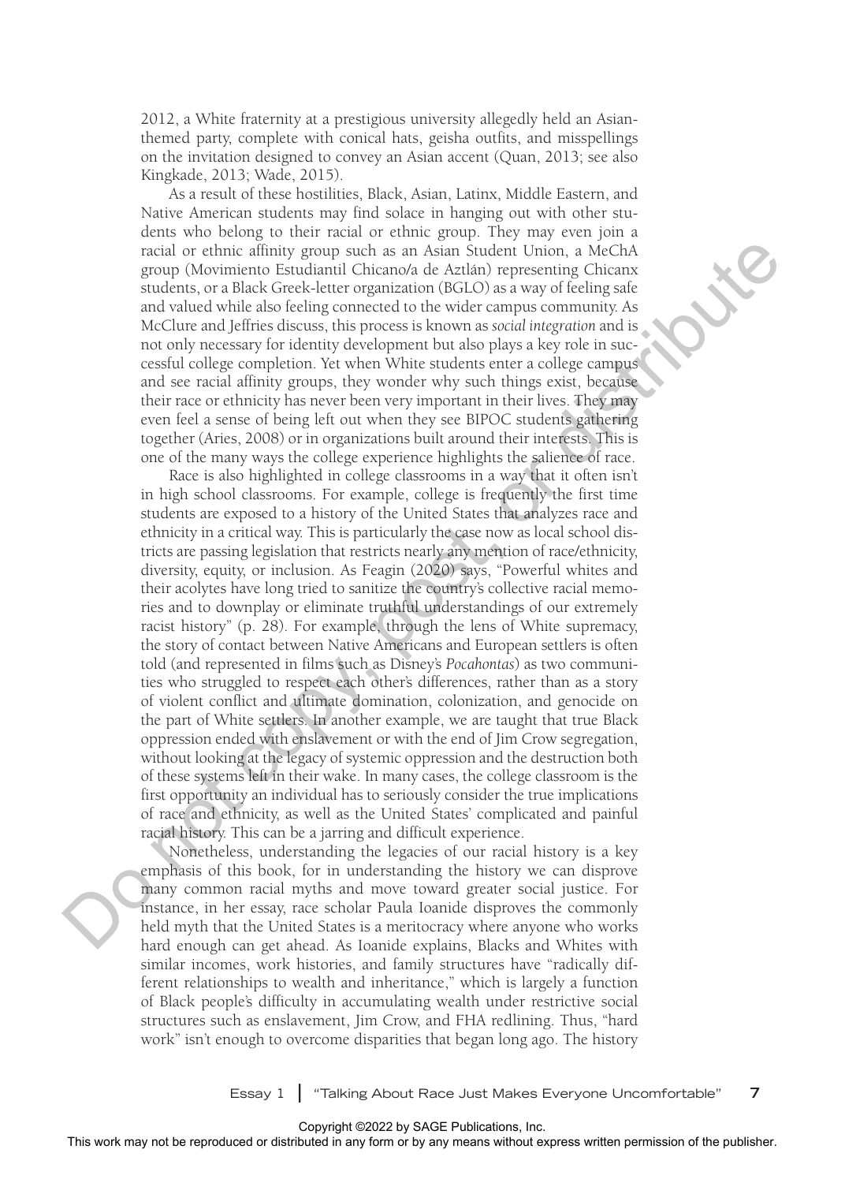2012, a White fraternity at a prestigious university allegedly held an Asian-themed party, complete with conical hats, geisha outfits, and misspellings on the invitation designed to convey an Asian accent (Quan, 2013; see also Kingkade, 2013; Wade, 2015).

As a result of these hostilities, Black, Asian, Latinx, Middle Eastern, and Native American students may find solace in hanging out with other students who belong to their racial or ethnic group. They may even join a racial or ethnic affinity group such as an Asian Student Union, a MeChA group (Movimiento Estudiantil Chicano/a de Aztlán) representing Chicanx students, or a Black Greek-letter organization (BGLO) as a way of feeling safe and valued while also feeling connected to the wider campus community. As McClure and Jeffries discuss, this process is known as *social integration* and is not only necessary for identity development but also plays a key role in successful college completion. Yet when White students enter a college campus and see racial affinity groups, they wonder why such things exist, because their race or ethnicity has never been very important in their lives. They may even feel a sense of being left out when they see BIPOC students gathering together (Aries, 2008) or in organizations built around their interests. This is one of the many ways the college experience highlights the salience of race.

Race is also highlighted in college classrooms in a way that it often isn't in high school classrooms. For example, college is frequently the first time students are exposed to a history of the United States that analyzes race and ethnicity in a critical way. This is particularly the case now as local school districts are passing legislation that restricts nearly any mention of race/ethnicity, diversity, equity, or inclusion. As Feagin (2020) says, "Powerful whites and their acolytes have long tried to sanitize the country's collective racial memories and to downplay or eliminate truthful understandings of our extremely racist history" (p. 28). For example, through the lens of White supremacy, the story of contact between Native Americans and European settlers is often told (and represented in films such as Disney's *Pocahontas*) as two communities who struggled to respect each other's differences, rather than as a story of violent conflict and ultimate domination, colonization, and genocide on the part of White settlers. In another example, we are taught that true Black oppression ended with enslavement or with the end of Jim Crow segregation, without looking at the legacy of systemic oppression and the destruction both of these systems left in their wake. In many cases, the college classroom is the first opportunity an individual has to seriously consider the true implications of race and ethnicity, as well as the United States' complicated and painful racial history. This can be a jarring and difficult experience.

Nonetheless, understanding the legacies of our racial history is a key emphasis of this book, for in understanding the history we can disprove many common racial myths and move toward greater social justice. For instance, in her essay, race scholar Paula Ioanide disproves the commonly held myth that the United States is a meritocracy where anyone who works hard enough can get ahead. As Ioanide explains, Blacks and Whites with similar incomes, work histories, and family structures have "radically different relationships to wealth and inheritance," which is largely a function of Black people's difficulty in accumulating wealth under restrictive social structures such as enslavement, Jim Crow, and FHA redlining. Thus, "hard work" isn't enough to overcome disparities that began long ago. The history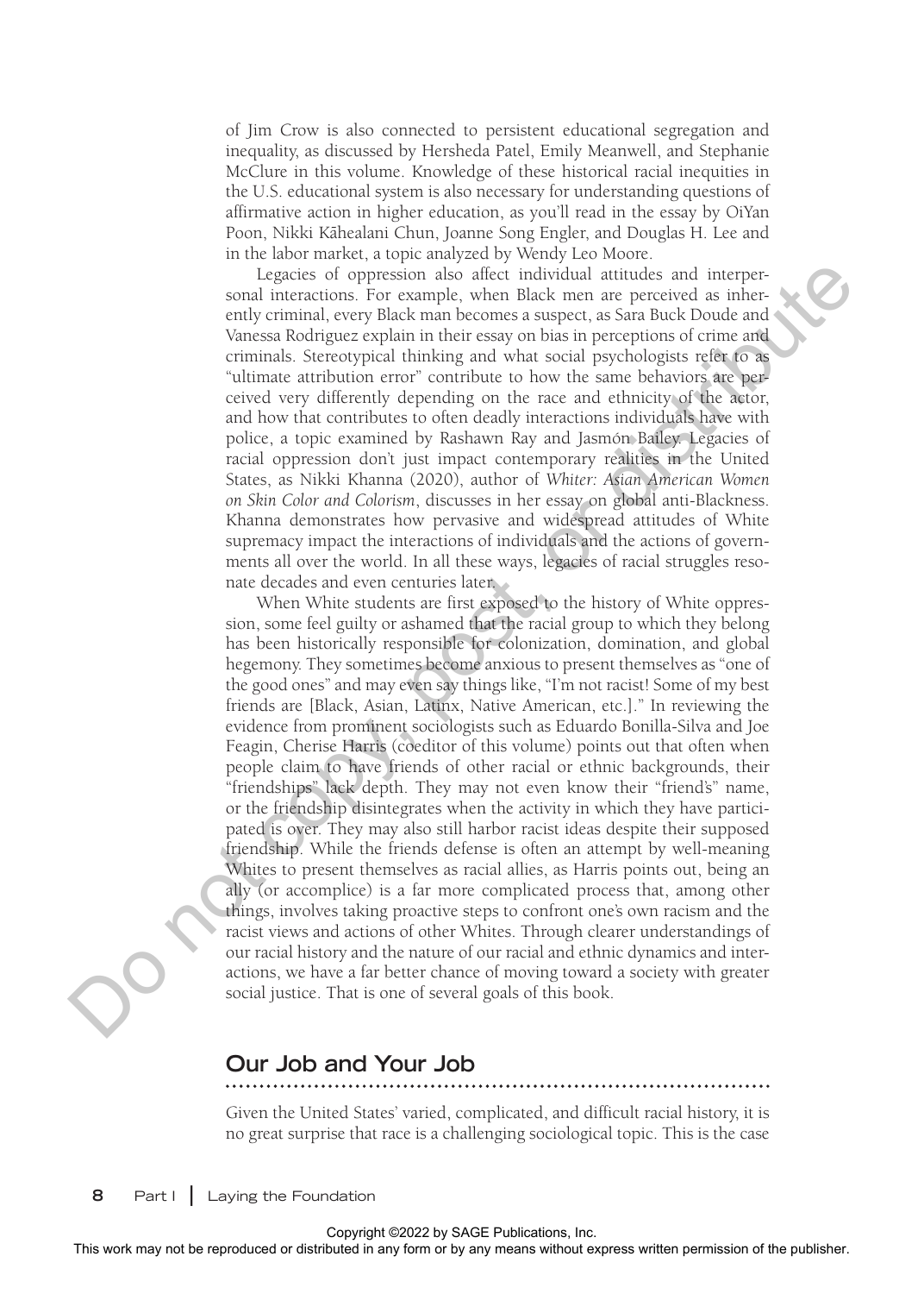of Jim Crow is also connected to persistent educational segregation and inequality, as discussed by Hersheda Patel, Emily Meanwell, and Stephanie McClure in this volume. Knowledge of these historical racial inequities in the U.S. educational system is also necessary for understanding questions of affirmative action in higher education, as you'll read in the essay by OiYan Poon, Nikki Kāhealani Chun, Joanne Song Engler, and Douglas H. Lee and in the labor market, a topic analyzed by Wendy Leo Moore.

Legacies of oppression also affect individual attitudes and interpersonal interactions. For example, when Black men are perceived as inherently criminal, every Black man becomes a suspect, as Sara Buck Doude and Vanessa Rodriguez explain in their essay on bias in perceptions of crime and criminals. Stereotypical thinking and what social psychologists refer to as "ultimate attribution error" contribute to how the same behaviors are perceived very differently depending on the race and ethnicity of the actor, and how that contributes to often deadly interactions individuals have with police, a topic examined by Rashawn Ray and Jasmón Bailey. Legacies of racial oppression don't just impact contemporary realities in the United States, as Nikki Khanna (2020), author of *Whiter: Asian American Women on Skin Color and Colorism*, discusses in her essay on global anti-Blackness. Khanna demonstrates how pervasive and widespread attitudes of White supremacy impact the interactions of individuals and the actions of governments all over the world. In all these ways, legacies of racial struggles resonate decades and even centuries later.

When White students are first exposed to the history of White oppression, some feel guilty or ashamed that the racial group to which they belong has been historically responsible for colonization, domination, and global hegemony. They sometimes become anxious to present themselves as "one of the good ones" and may even say things like, "I'm not racist! Some of my best friends are [Black, Asian, Latinx, Native American, etc.]." In reviewing the evidence from prominent sociologists such as Eduardo Bonilla-Silva and Joe Feagin, Cherise Harris (coeditor of this volume) points out that often when people claim to have friends of other racial or ethnic backgrounds, their "friendships" lack depth. They may not even know their "friend's" name, or the friendship disintegrates when the activity in which they have participated is over. They may also still harbor racist ideas despite their supposed friendship. While the friends defense is often an attempt by well-meaning Whites to present themselves as racial allies, as Harris points out, being an ally (or accomplice) is a far more complicated process that, among other things, involves taking proactive steps to confront one's own racism and the racist views and actions of other Whites. Through clearer understandings of our racial history and the nature of our racial and ethnic dynamics and interactions, we have a far better chance of moving toward a society with greater social justice. That is one of several goals of this book.

## Our Job and Your Job

Given the United States' varied, complicated, and difficult racial history, it is no great surprise that race is a challenging sociological topic. This is the case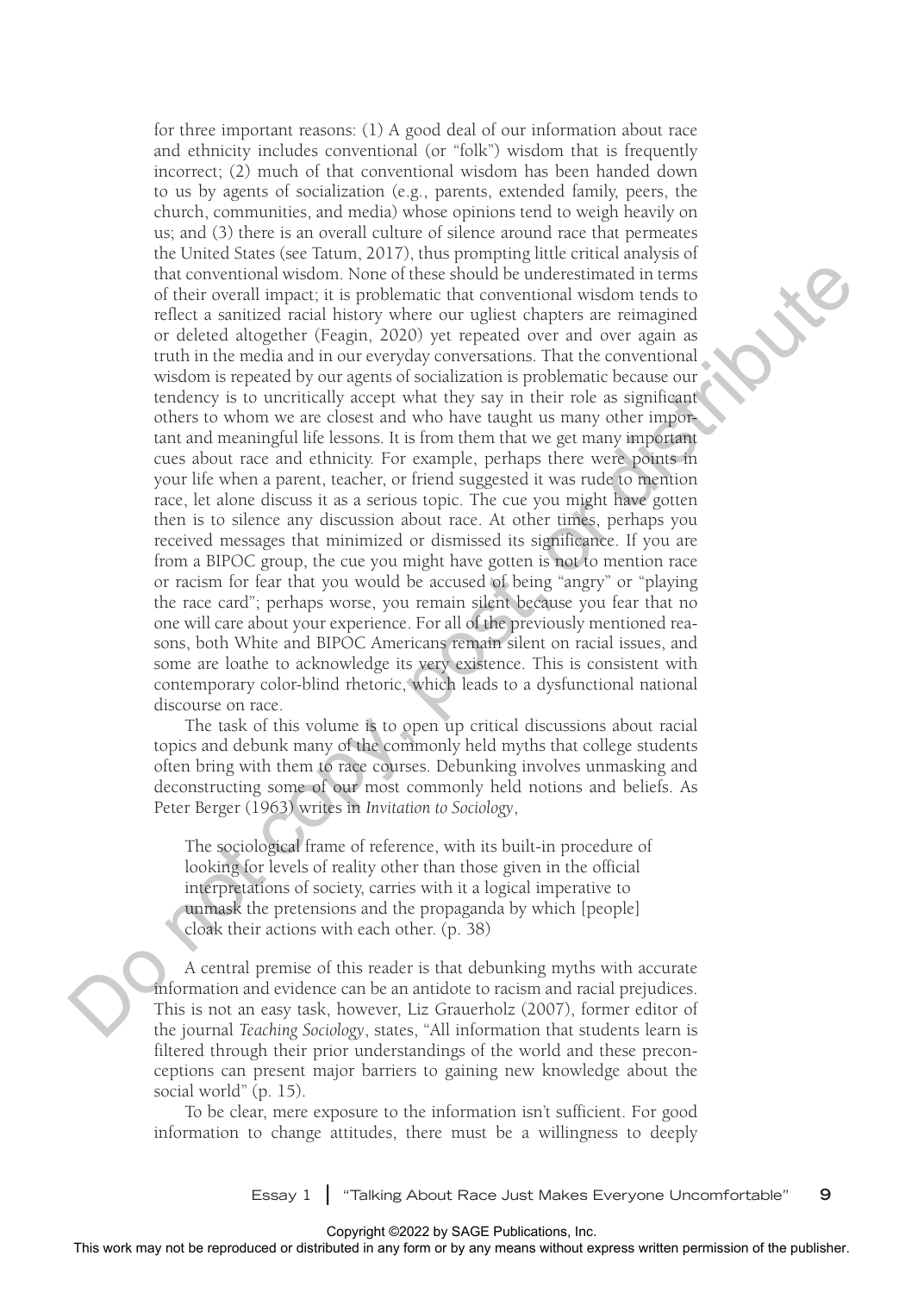for three important reasons: (1) A good deal of our information about race and ethnicity includes conventional (or "folk") wisdom that is frequently incorrect; (2) much of that conventional wisdom has been handed down to us by agents of socialization (e.g., parents, extended family, peers, the church, communities, and media) whose opinions tend to weigh heavily on us; and (3) there is an overall culture of silence around race that permeates the United States (see Tatum, 2017), thus prompting little critical analysis of that conventional wisdom. None of these should be underestimated in terms of their overall impact; it is problematic that conventional wisdom tends to reflect a sanitized racial history where our ugliest chapters are reimagined or deleted altogether (Feagin, 2020) yet repeated over and over again as truth in the media and in our everyday conversations. That the conventional wisdom is repeated by our agents of socialization is problematic because our tendency is to uncritically accept what they say in their role as significant others to whom we are closest and who have taught us many other important and meaningful life lessons. It is from them that we get many important cues about race and ethnicity. For example, perhaps there were points in your life when a parent, teacher, or friend suggested it was rude to mention race, let alone discuss it as a serious topic. The cue you might have gotten then is to silence any discussion about race. At other times, perhaps you received messages that minimized or dismissed its significance. If you are from a BIPOC group, the cue you might have gotten is not to mention race or racism for fear that you would be accused of being "angry" or "playing the race card"; perhaps worse, you remain silent because you fear that no one will care about your experience. For all of the previously mentioned reasons, both White and BIPOC Americans remain silent on racial issues, and some are loathe to acknowledge its very existence. This is consistent with contemporary color-blind rhetoric, which leads to a dysfunctional national discourse on race.

The task of this volume is to open up critical discussions about racial topics and debunk many of the commonly held myths that college students often bring with them to race courses. Debunking involves unmasking and deconstructing some of our most commonly held notions and beliefs. As Peter Berger (1963) writes in *Invitation to Sociology*,

> The sociological frame of reference, with its built-in procedure of looking for levels of reality other than those given in the official interpretations of society, carries with it a logical imperative to unmask the pretensions and the propaganda by which [people] cloak their actions with each other. (p. 38)

A central premise of this reader is that debunking myths with accurate information and evidence can be an antidote to racism and racial prejudices. This is not an easy task, however, Liz Grauerholz (2007), former editor of the journal *Teaching Sociology*, states, "All information that students learn is filtered through their prior understandings of the world and these preconceptions can present major barriers to gaining new knowledge about the social world" (p. 15).

To be clear, mere exposure to the information isn't sufficient. For good information to change attitudes, there must be a willingness to deeply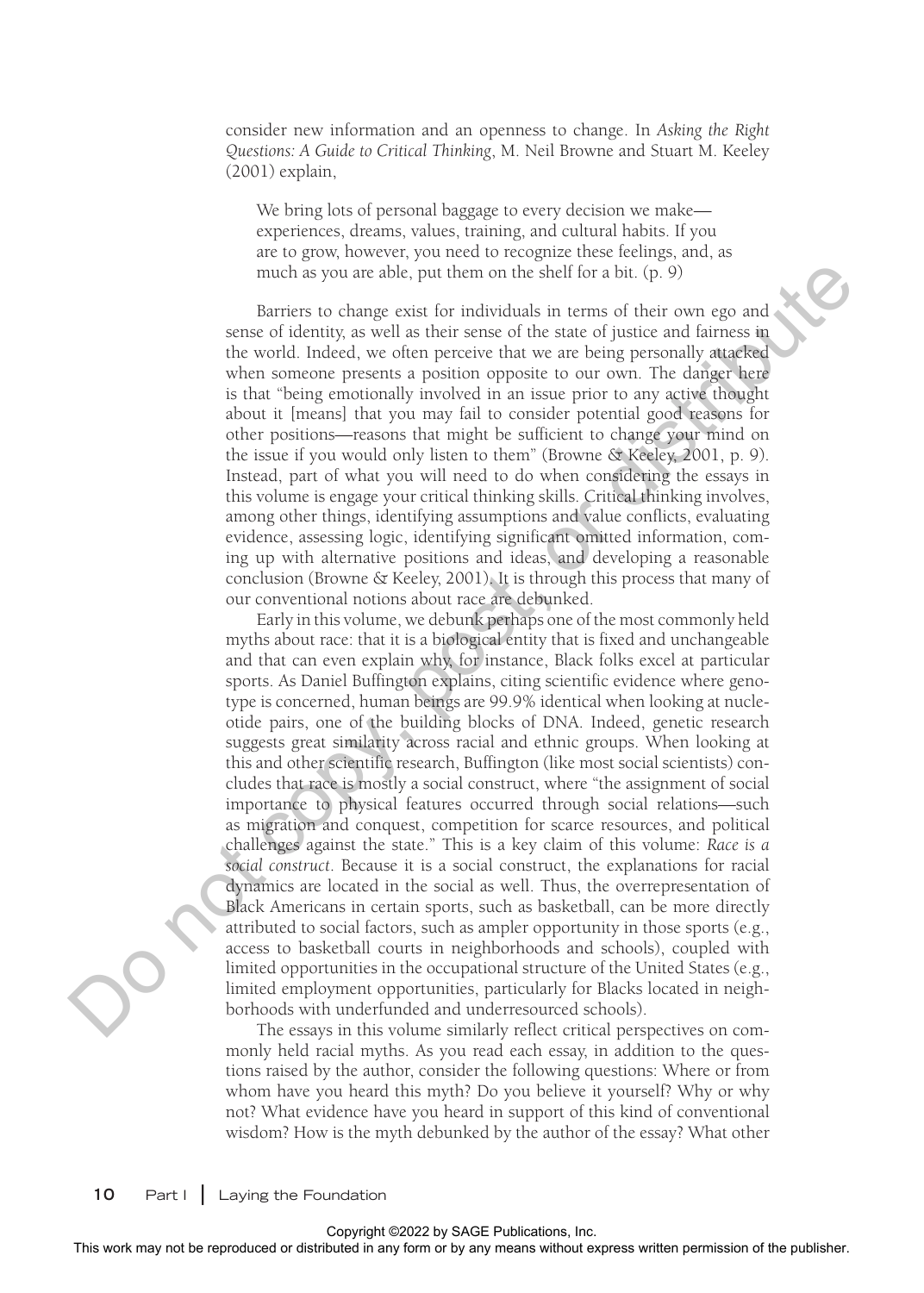consider new information and an openness to change. In *Asking the Right Questions: A Guide to Critical Thinking*, M. Neil Browne and Stuart M. Keeley (2001) explain,

> We bring lots of personal baggage to every decision we make—experiences, dreams, values, training, and cultural habits. If you are to grow, however, you need to recognize these feelings, and, as much as you are able, put them on the shelf for a bit. (p. 9)

Barriers to change exist for individuals in terms of their own ego and sense of identity, as well as their sense of the state of justice and fairness in the world. Indeed, we often perceive that we are being personally attacked when someone presents a position opposite to our own. The danger here is that "being emotionally involved in an issue prior to any active thought about it [means] that you may fail to consider potential good reasons for other positions—reasons that might be sufficient to change your mind on the issue if you would only listen to them" (Browne & Keeley, 2001, p. 9). Instead, part of what you will need to do when considering the essays in this volume is engage your critical thinking skills. Critical thinking involves, among other things, identifying assumptions and value conflicts, evaluating evidence, assessing logic, identifying significant omitted information, coming up with alternative positions and ideas, and developing a reasonable conclusion (Browne & Keeley, 2001). It is through this process that many of our conventional notions about race are debunked.

Early in this volume, we debunk perhaps one of the most commonly held myths about race: that it is a biological entity that is fixed and unchangeable and that can even explain why, for instance, Black folks excel at particular sports. As Daniel Buffington explains, citing scientific evidence where genotype is concerned, human beings are 99.9% identical when looking at nucleotide pairs, one of the building blocks of DNA. Indeed, genetic research suggests great similarity across racial and ethnic groups. When looking at this and other scientific research, Buffington (like most social scientists) concludes that race is mostly a social construct, where "the assignment of social importance to physical features occurred through social relations—such as migration and conquest, competition for scarce resources, and political challenges against the state." This is a key claim of this volume: *Race is a social construct*. Because it is a social construct, the explanations for racial dynamics are located in the social as well. Thus, the overrepresentation of Black Americans in certain sports, such as basketball, can be more directly attributed to social factors, such as ampler opportunity in those sports (e.g., access to basketball courts in neighborhoods and schools), coupled with limited opportunities in the occupational structure of the United States (e.g., limited employment opportunities, particularly for Blacks located in neighborhoods with underfunded and underresourced schools).

The essays in this volume similarly reflect critical perspectives on commonly held racial myths. As you read each essay, in addition to the questions raised by the author, consider the following questions: Where or from whom have you heard this myth? Do you believe it yourself? Why or why not? What evidence have you heard in support of this kind of conventional wisdom? How is the myth debunked by the author of the essay? What other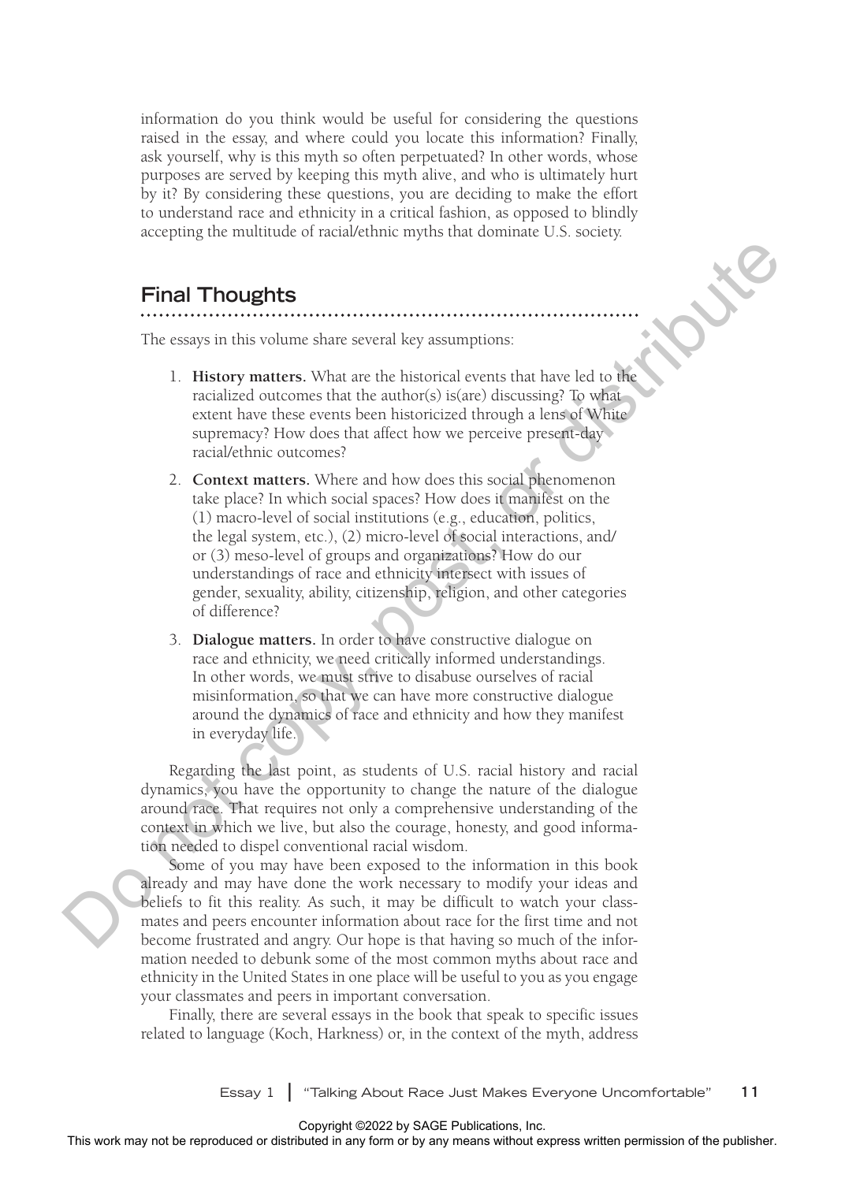information do you think would be useful for considering the questions raised in the essay, and where could you locate this information? Finally, ask yourself, why is this myth so often perpetuated? In other words, whose purposes are served by keeping this myth alive, and who is ultimately hurt by it? By considering these questions, you are deciding to make the effort to understand race and ethnicity in a critical fashion, as opposed to blindly accepting the multitude of racial/ethnic myths that dominate U.S. society.

## Final Thoughts

The essays in this volume share several key assumptions:

1. **History matters.** What are the historical events that have led to the racialized outcomes that the author(s) is(are) discussing? To what extent have these events been historicized through a lens of White supremacy? How does that affect how we perceive present-day racial/ethnic outcomes?
2. **Context matters.** Where and how does this social phenomenon take place? In which social spaces? How does it manifest on the (1) macro-level of social institutions (e.g., education, politics, the legal system, etc.), (2) micro-level of social interactions, and/or (3) meso-level of groups and organizations? How do our understandings of race and ethnicity intersect with issues of gender, sexuality, ability, citizenship, religion, and other categories of difference?
3. **Dialogue matters.** In order to have constructive dialogue on race and ethnicity, we need critically informed understandings. In other words, we must strive to disabuse ourselves of racial misinformation, so that we can have more constructive dialogue around the dynamics of race and ethnicity and how they manifest in everyday life.

Regarding the last point, as students of U.S. racial history and racial dynamics, you have the opportunity to change the nature of the dialogue around race. That requires not only a comprehensive understanding of the context in which we live, but also the courage, honesty, and good information needed to dispel conventional racial wisdom.

Some of you may have been exposed to the information in this book already and may have done the work necessary to modify your ideas and beliefs to fit this reality. As such, it may be difficult to watch your classmates and peers encounter information about race for the first time and not become frustrated and angry. Our hope is that having so much of the information needed to debunk some of the most common myths about race and ethnicity in the United States in one place will be useful to you as you engage your classmates and peers in important conversation.

Finally, there are several essays in the book that speak to specific issues related to language (Koch, Harkness) or, in the context of the myth, address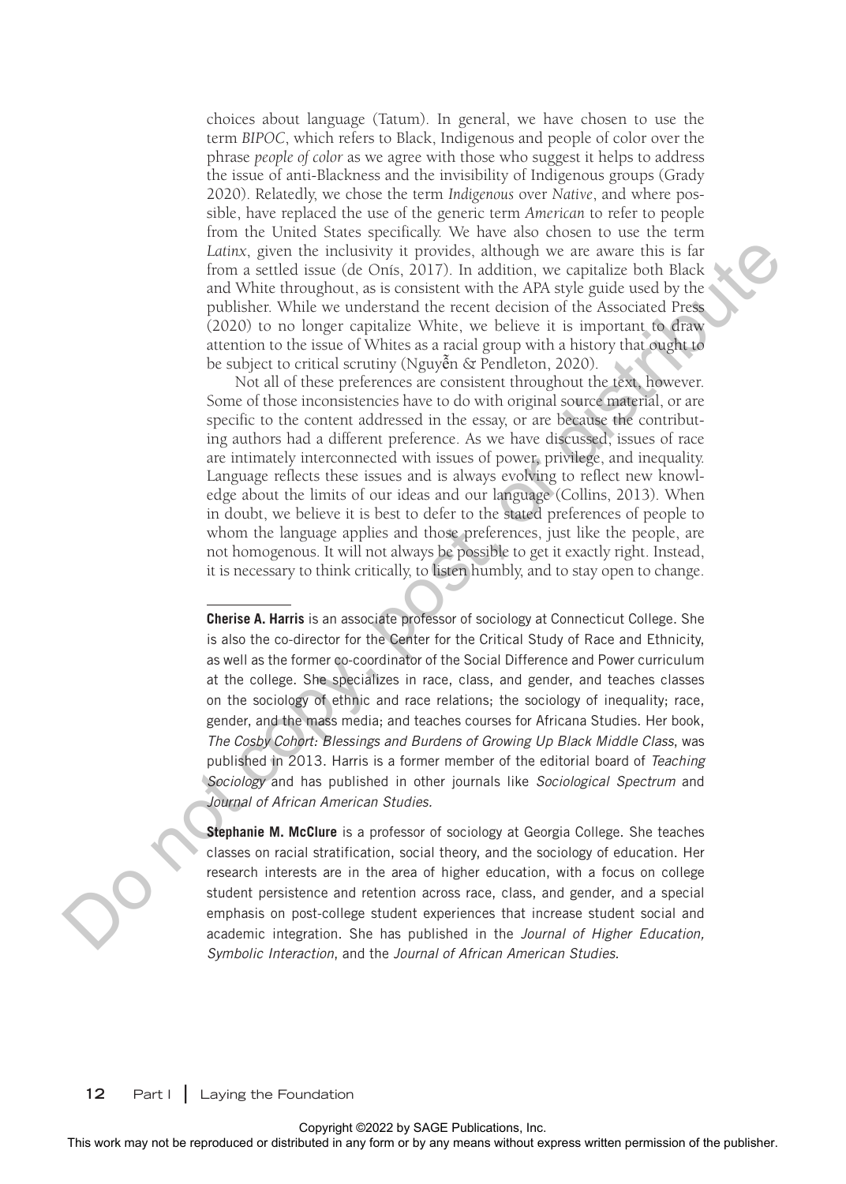choices about language (Tatum). In general, we have chosen to use the term *BIPOC*, which refers to Black, Indigenous and people of color over the phrase *people of color* as we agree with those who suggest it helps to address the issue of anti-Blackness and the invisibility of Indigenous groups (Grady 2020). Relatedly, we chose the term *Indigenous* over *Native*, and where possible, have replaced the use of the generic term *American* to refer to people from the United States specifically. We have also chosen to use the term *Latinx*, given the inclusivity it provides, although we are aware this is far from a settled issue (de Onís, 2017). In addition, we capitalize both Black and White throughout, as is consistent with the APA style guide used by the publisher. While we understand the recent decision of the Associated Press (2020) to no longer capitalize White, we believe it is important to draw attention to the issue of Whites as a racial group with a history that ought to be subject to critical scrutiny (Nguyễn & Pendleton, 2020).

Not all of these preferences are consistent throughout the text, however. Some of those inconsistencies have to do with original source material, or are specific to the content addressed in the essay, or are because the contributing authors had a different preference. As we have discussed, issues of race are intimately interconnected with issues of power, privilege, and inequality. Language reflects these issues and is always evolving to reflect new knowledge about the limits of our ideas and our language (Collins, 2013). When in doubt, we believe it is best to defer to the stated preferences of people to whom the language applies and those preferences, just like the people, are not homogenous. It will not always be possible to get it exactly right. Instead, it is necessary to think critically, to listen humbly, and to stay open to change.

---

**Cherise A. Harris** is an associate professor of sociology at Connecticut College. She is also the co-director for the Center for the Critical Study of Race and Ethnicity, as well as the former co-coordinator of the Social Difference and Power curriculum at the college. She specializes in race, class, and gender, and teaches classes on the sociology of ethnic and race relations; the sociology of inequality; race, gender, and the mass media; and teaches courses for Africana Studies. Her book, *The Cosby Cohort: Blessings and Burdens of Growing Up Black Middle Class*, was published in 2013. Harris is a former member of the editorial board of *Teaching Sociology* and has published in other journals like *Sociological Spectrum* and *Journal of African American Studies*.

**Stephanie M. McClure** is a professor of sociology at Georgia College. She teaches classes on racial stratification, social theory, and the sociology of education. Her research interests are in the area of higher education, with a focus on college student persistence and retention across race, class, and gender, and a special emphasis on post-college student experiences that increase student social and academic integration. She has published in the *Journal of Higher Education, Symbolic Interaction*, and the *Journal of African American Studies.*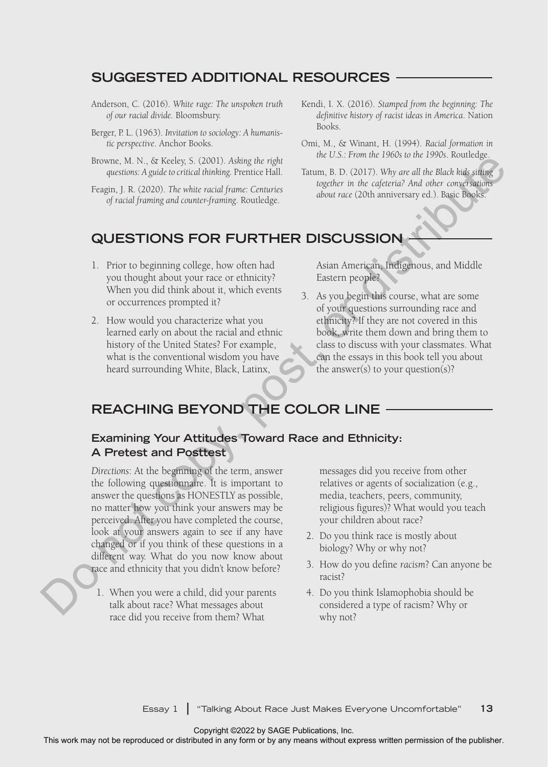## SUGGESTED ADDITIONAL RESOURCES

Anderson, C. (2016). *White rage: The unspoken truth of our racial divide*. Bloomsbury.

Berger, P. L. (1963). *Invitation to sociology: A humanistic perspective*. Anchor Books.

Browne, M. N., & Keeley, S. (2001). *Asking the right questions: A guide to critical thinking*. Prentice Hall.

Feagin, J. R. (2020). *The white racial frame: Centuries of racial framing and counter-framing*. Routledge.

Kendi, I. X. (2016). *Stamped from the beginning: The definitive history of racist ideas in America*. Nation Books.

Omi, M., & Winant, H. (1994). *Racial formation in the U.S.: From the 1960s to the 1990s*. Routledge.

Tatum, B. D. (2017). *Why are all the Black kids sitting together in the cafeteria? And other conversations about race* (20th anniversary ed.). Basic Books.

## QUESTIONS FOR FURTHER DISCUSSION

1. Prior to beginning college, how often had you thought about your race or ethnicity? When you did think about it, which events or occurrences prompted it?
2. How would you characterize what you learned early on about the racial and ethnic history of the United States? For example, what is the conventional wisdom you have heard surrounding White, Black, Latinx, Asian American, Indigenous, and Middle Eastern people?
3. As you begin this course, what are some of your questions surrounding race and ethnicity? If they are not covered in this book, write them down and bring them to class to discuss with your classmates. What can the essays in this book tell you about the answer(s) to your question(s)?

## REACHING BEYOND THE COLOR LINE

### Examining Your Attitudes Toward Race and Ethnicity: A Pretest and Posttest

*Directions*: At the beginning of the term, answer the following questionnaire. It is important to answer the questions as HONESTLY as possible, no matter how you think your answers may be perceived. After you have completed the course, look at your answers again to see if any have changed or if you think of these questions in a different way. What do you now know about race and ethnicity that you didn't know before?

1. When you were a child, did your parents talk about race? What messages about race did you receive from them? What messages did you receive from other relatives or agents of socialization (e.g., media, teachers, peers, community, religious figures)? What would you teach your children about race?
2. Do you think race is mostly about biology? Why or why not?
3. How do you define *racism*? Can anyone be racist?
4. Do you think Islamophobia should be considered a type of racism? Why or why not?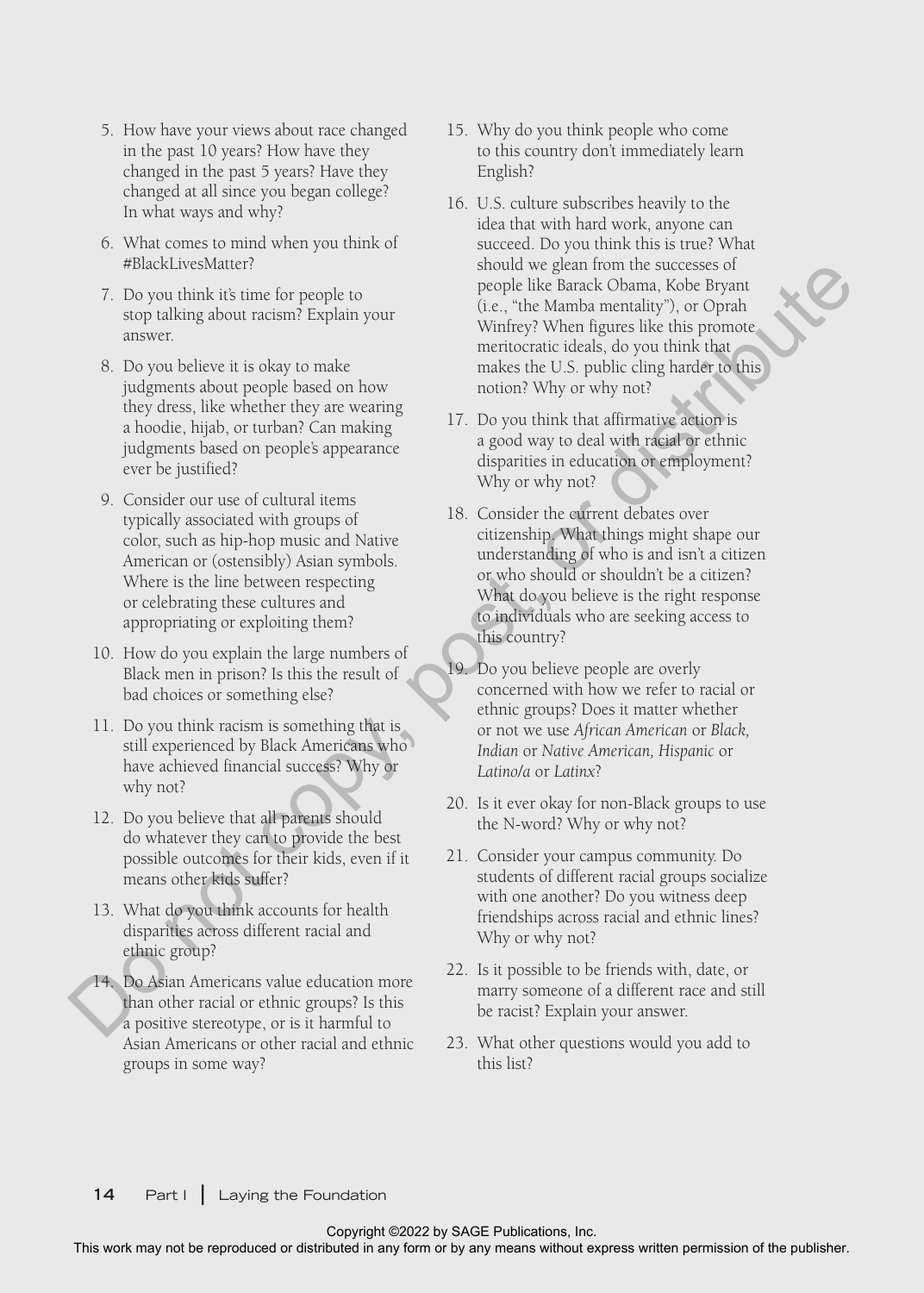5. How have your views about race changed in the past 10 years? How have they changed in the past 5 years? Have they changed at all since you began college? In what ways and why?
6. What comes to mind when you think of #BlackLivesMatter?
7. Do you think it's time for people to stop talking about racism? Explain your answer.
8. Do you believe it is okay to make judgments about people based on how they dress, like whether they are wearing a hoodie, hijab, or turban? Can making judgments based on people's appearance ever be justified?
9. Consider our use of cultural items typically associated with groups of color, such as hip-hop music and Native American or (ostensibly) Asian symbols. Where is the line between respecting or celebrating these cultures and appropriating or exploiting them?
10. How do you explain the large numbers of Black men in prison? Is this the result of bad choices or something else?
11. Do you think racism is something that is still experienced by Black Americans who have achieved financial success? Why or why not?
12. Do you believe that all parents should do whatever they can to provide the best possible outcomes for their kids, even if it means other kids suffer?
13. What do you think accounts for health disparities across different racial and ethnic group?
14. Do Asian Americans value education more than other racial or ethnic groups? Is this a positive stereotype, or is it harmful to Asian Americans or other racial and ethnic groups in some way?
15. Why do you think people who come to this country don't immediately learn English?
16. U.S. culture subscribes heavily to the idea that with hard work, anyone can succeed. Do you think this is true? What should we glean from the successes of people like Barack Obama, Kobe Bryant (i.e., "the Mamba mentality"), or Oprah Winfrey? When figures like this promote meritocratic ideals, do you think that makes the U.S. public cling harder to this notion? Why or why not?
17. Do you think that affirmative action is a good way to deal with racial or ethnic disparities in education or employment? Why or why not?
18. Consider the current debates over citizenship. What things might shape our understanding of who is and isn't a citizen or who should or shouldn't be a citizen? What do you believe is the right response to individuals who are seeking access to this country?
19. Do you believe people are overly concerned with how we refer to racial or ethnic groups? Does it matter whether or not we use *African American* or *Black, Indian* or *Native American, Hispanic* or *Latino/a* or *Latinx*?
20. Is it ever okay for non-Black groups to use the N-word? Why or why not?
21. Consider your campus community. Do students of different racial groups socialize with one another? Do you witness deep friendships across racial and ethnic lines? Why or why not?
22. Is it possible to be friends with, date, or marry someone of a different race and still be racist? Explain your answer.
23. What other questions would you add to this list?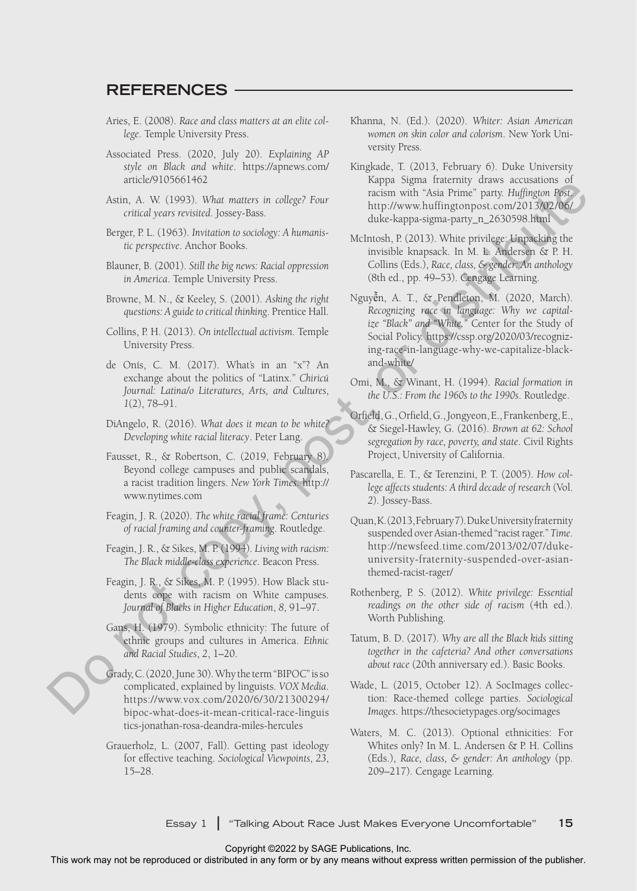## REFERENCES

Aries, E. (2008). *Race and class matters at an elite college*. Temple University Press.

Associated Press. (2020, July 20). *Explaining AP style on Black and white*. https://apnews.com/article/9105661462

Astin, A. W. (1993). *What matters in college? Four critical years revisited*. Jossey-Bass.

Berger, P. L. (1963). *Invitation to sociology: A humanistic perspective*. Anchor Books.

Blauner, B. (2001). *Still the big news: Racial oppression in America*. Temple University Press.

Browne, M. N., & Keeley, S. (2001). *Asking the right questions: A guide to critical thinking*. Prentice Hall.

Collins, P. H. (2013). *On intellectual activism*. Temple University Press.

de Onís, C. M. (2017). What's in an "x"? An exchange about the politics of "Latinx." *Chiricú Journal: Latina/o Literatures, Arts, and Cultures*, *1*(2), 78–91.

DiAngelo, R. (2016). *What does it mean to be white? Developing white racial literacy*. Peter Lang.

Fausset, R., & Robertson, C. (2019, February 8). Beyond college campuses and public scandals, a racist tradition lingers. *New York Times*. http://www.nytimes.com

Feagin, J. R. (2020). *The white racial frame: Centuries of racial framing and counter-framing*. Routledge.

Feagin, J. R., & Sikes, M. P. (1994). *Living with racism: The Black middle-class experience*. Beacon Press.

Feagin, J. R., & Sikes, M. P. (1995). How Black students cope with racism on White campuses. *Journal of Blacks in Higher Education*, *8*, 91–97.

Gans, H. (1979). Symbolic ethnicity: The future of ethnic groups and cultures in America. *Ethnic and Racial Studies*, *2*, 1–20.

Grady, C. (2020, June 30). Why the term "BIPOC" is so complicated, explained by linguists. *VOX Media*. https://www.vox.com/2020/6/30/21300294/bipoc-what-does-it-mean-critical-race-linguistics-jonathan-rosa-deandra-miles-hercules

Grauerholz, L. (2007, Fall). Getting past ideology for effective teaching. *Sociological Viewpoints*, *23*, 15–28.

Khanna, N. (Ed.). (2020). *Whiter: Asian American women on skin color and colorism*. New York University Press.

Kingkade, T. (2013, February 6). Duke University Kappa Sigma fraternity draws accusations of racism with "Asia Prime" party. *Huffington Post*. http://www.huffingtonpost.com/2013/02/06/duke-kappa-sigma-party_n_2630598.html

McIntosh, P. (2013). White privilege: Unpacking the invisible knapsack. In M. L. Andersen & P. H. Collins (Eds.), *Race, class, & gender: An anthology* (8th ed., pp. 49–53). Cengage Learning.

Nguyễn, A. T., & Pendleton, M. (2020, March). *Recognizing race in language: Why we capitalize "Black" and "White."* Center for the Study of Social Policy. https://cssp.org/2020/03/recognizing-race-in-language-why-we-capitalize-black-and-white/

Omi, M., & Winant, H. (1994). *Racial formation in the U.S.: From the 1960s to the 1990s*. Routledge.

Orfield, G., Orfield, G., Jongyeon, E., Frankenberg, E., & Siegel-Hawley, G. (2016). *Brown at 62: School segregation by race, poverty, and state*. Civil Rights Project, University of California.

Pascarella, E. T., & Terenzini, P. T. (2005). *How college affects students: A third decade of research* (Vol. 2). Jossey-Bass.

Quan, K. (2013, February 7). Duke University fraternity suspended over Asian-themed "racist rager." *Time*. http://newsfeed.time.com/2013/02/07/duke-university-fraternity-suspended-over-asian-themed-racist-rager/

Rothenberg, P. S. (2012). *White privilege: Essential readings on the other side of racism* (4th ed.). Worth Publishing.

Tatum, B. D. (2017). *Why are all the Black kids sitting together in the cafeteria? And other conversations about race* (20th anniversary ed.). Basic Books.

Wade, L. (2015, October 12). A SocImages collection: Race-themed college parties. *Sociological Images*. https://thesocietypages.org/socimages

Waters, M. C. (2013). Optional ethnicities: For Whites only? In M. L. Andersen & P. H. Collins (Eds.), *Race, class, & gender: An anthology* (pp. 209–217). Cengage Learning.